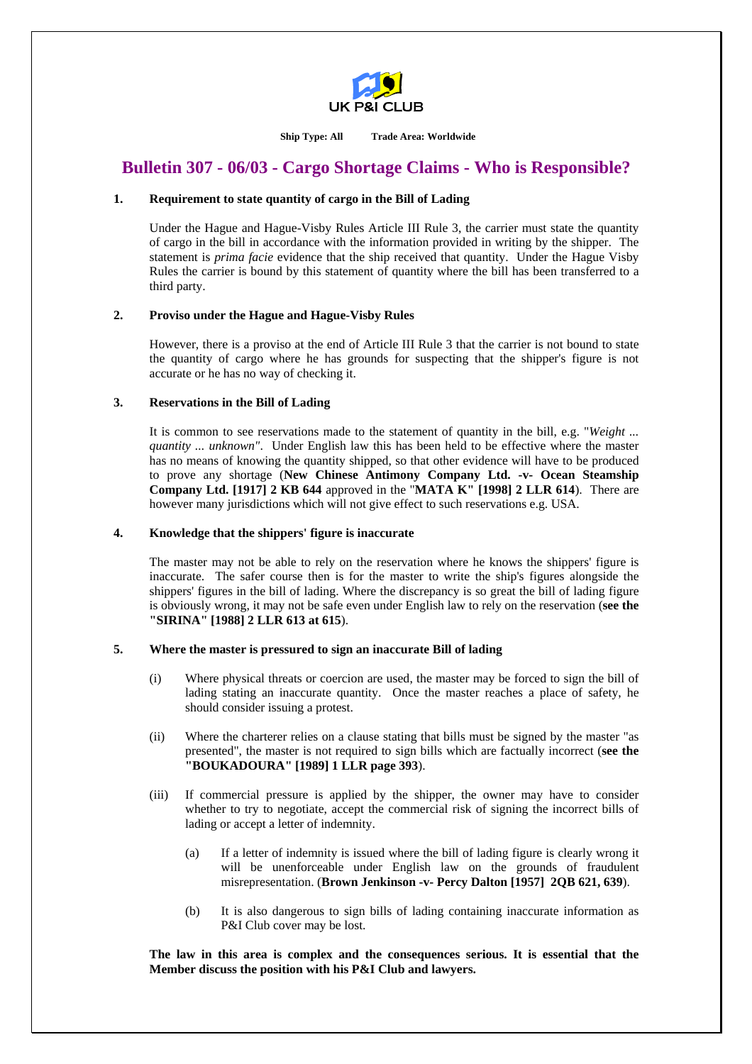UK P&I CLUB

**Ship Type: All** **Trade Area: Worldwide**

# Bulletin 307 - 06/03 - Cargo Shortage Claims - Who is Responsible?

### 1. Requirement to state quantity of cargo in the Bill of Lading

Under the Hague and Hague-Visby Rules Article III Rule 3, the carrier must state the quantity of cargo in the bill in accordance with the information provided in writing by the shipper. The statement is *prima facie* evidence that the ship received that quantity. Under the Hague Visby Rules the carrier is bound by this statement of quantity where the bill has been transferred to a third party.

### 2. Proviso under the Hague and Hague-Visby Rules

However, there is a proviso at the end of Article III Rule 3 that the carrier is not bound to state the quantity of cargo where he has grounds for suspecting that the shipper's figure is not accurate or he has no way of checking it.

### 3. Reservations in the Bill of Lading

It is common to see reservations made to the statement of quantity in the bill, e.g. "*Weight ... quantity ... unknown"*. Under English law this has been held to be effective where the master has no means of knowing the quantity shipped, so that other evidence will have to be produced to prove any shortage (**New Chinese Antimony Company Ltd. -v- Ocean Steamship Company Ltd. [1917] 2 KB 644** approved in the "**MATA K" [1998] 2 LLR 614**). There are however many jurisdictions which will not give effect to such reservations e.g. USA.

### 4. Knowledge that the shippers' figure is inaccurate

The master may not be able to rely on the reservation where he knows the shippers' figure is inaccurate. The safer course then is for the master to write the ship's figures alongside the shippers' figures in the bill of lading. Where the discrepancy is so great the bill of lading figure is obviously wrong, it may not be safe even under English law to rely on the reservation (**see the "SIRINA" [1988] 2 LLR 613 at 615**).

### 5. Where the master is pressured to sign an inaccurate Bill of lading

(i) Where physical threats or coercion are used, the master may be forced to sign the bill of lading stating an inaccurate quantity. Once the master reaches a place of safety, he should consider issuing a protest.

(ii) Where the charterer relies on a clause stating that bills must be signed by the master "as presented", the master is not required to sign bills which are factually incorrect (**see the "BOUKADOURA" [1989] 1 LLR page 393**).

(iii) If commercial pressure is applied by the shipper, the owner may have to consider whether to try to negotiate, accept the commercial risk of signing the incorrect bills of lading or accept a letter of indemnity.

(a) If a letter of indemnity is issued where the bill of lading figure is clearly wrong it will be unenforceable under English law on the grounds of fraudulent misrepresentation. (**Brown Jenkinson -v- Percy Dalton [1957] 2QB 621, 639**).

(b) It is also dangerous to sign bills of lading containing inaccurate information as P&I Club cover may be lost.

**The law in this area is complex and the consequences serious. It is essential that the Member discuss the position with his P&I Club and lawyers.**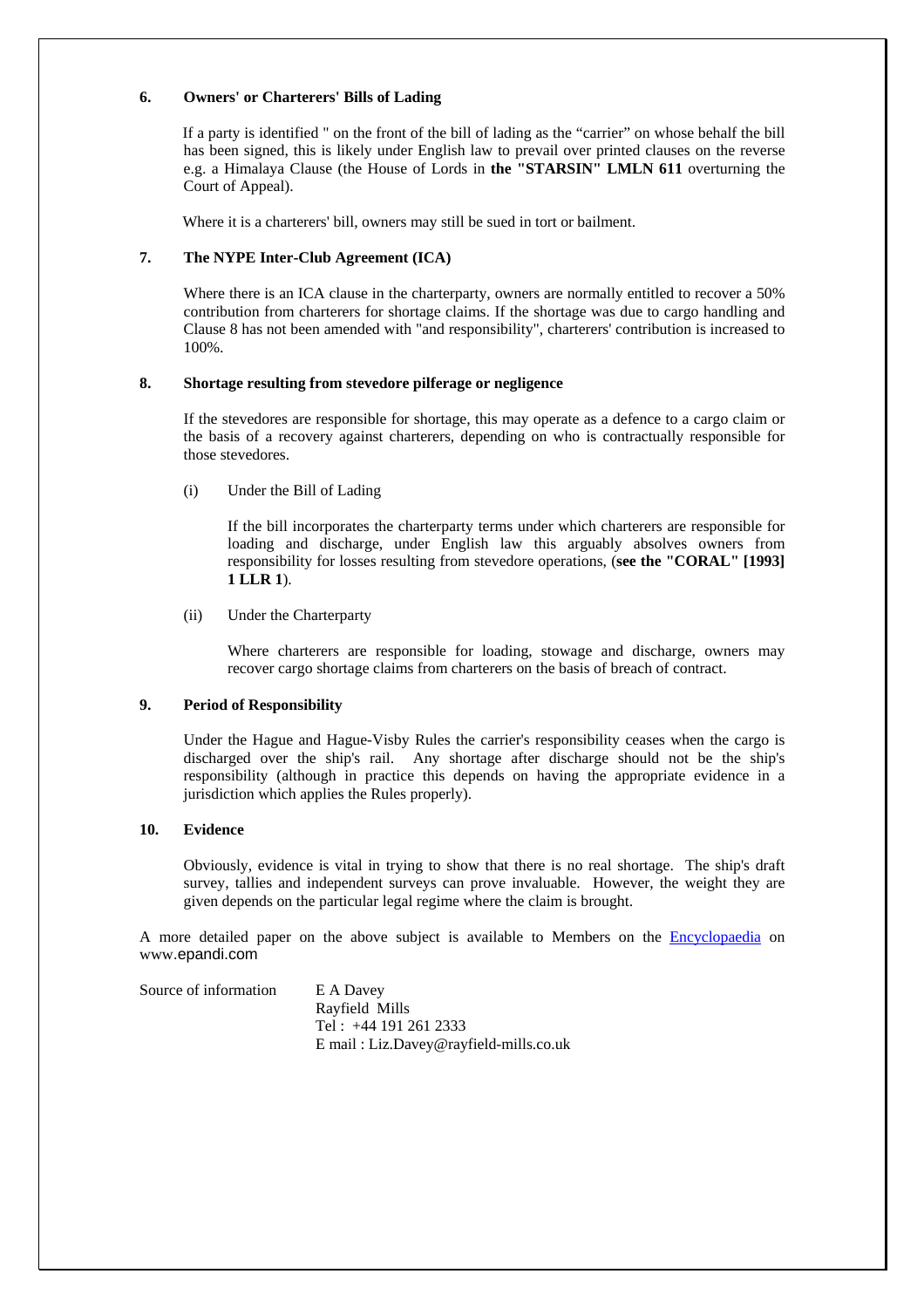## 6. Owners' or Charterers' Bills of Lading

If a party is identified " on the front of the bill of lading as the "carrier" on whose behalf the bill has been signed, this is likely under English law to prevail over printed clauses on the reverse e.g. a Himalaya Clause (the House of Lords in **the "STARSIN" LMLN 611** overturning the Court of Appeal).

Where it is a charterers' bill, owners may still be sued in tort or bailment.

## 7. The NYPE Inter-Club Agreement (ICA)

Where there is an ICA clause in the charterparty, owners are normally entitled to recover a 50% contribution from charterers for shortage claims. If the shortage was due to cargo handling and Clause 8 has not been amended with "and responsibility", charterers' contribution is increased to 100%.

## 8. Shortage resulting from stevedore pilferage or negligence

If the stevedores are responsible for shortage, this may operate as a defence to a cargo claim or the basis of a recovery against charterers, depending on who is contractually responsible for those stevedores.

(i) Under the Bill of Lading

If the bill incorporates the charterparty terms under which charterers are responsible for loading and discharge, under English law this arguably absolves owners from responsibility for losses resulting from stevedore operations, (**see the "CORAL" [1993] 1 LLR 1**).

(ii) Under the Charterparty

Where charterers are responsible for loading, stowage and discharge, owners may recover cargo shortage claims from charterers on the basis of breach of contract.

## 9. Period of Responsibility

Under the Hague and Hague-Visby Rules the carrier's responsibility ceases when the cargo is discharged over the ship's rail. Any shortage after discharge should not be the ship's responsibility (although in practice this depends on having the appropriate evidence in a jurisdiction which applies the Rules properly).

## 10. Evidence

Obviously, evidence is vital in trying to show that there is no real shortage. The ship's draft survey, tallies and independent surveys can prove invaluable. However, the weight they are given depends on the particular legal regime where the claim is brought.

A more detailed paper on the above subject is available to Members on the Encyclopaedia on www.epandi.com

Source of information E A Davey
Rayfield Mills
Tel : +44 191 261 2333
E mail : Liz.Davey@rayfield-mills.co.uk